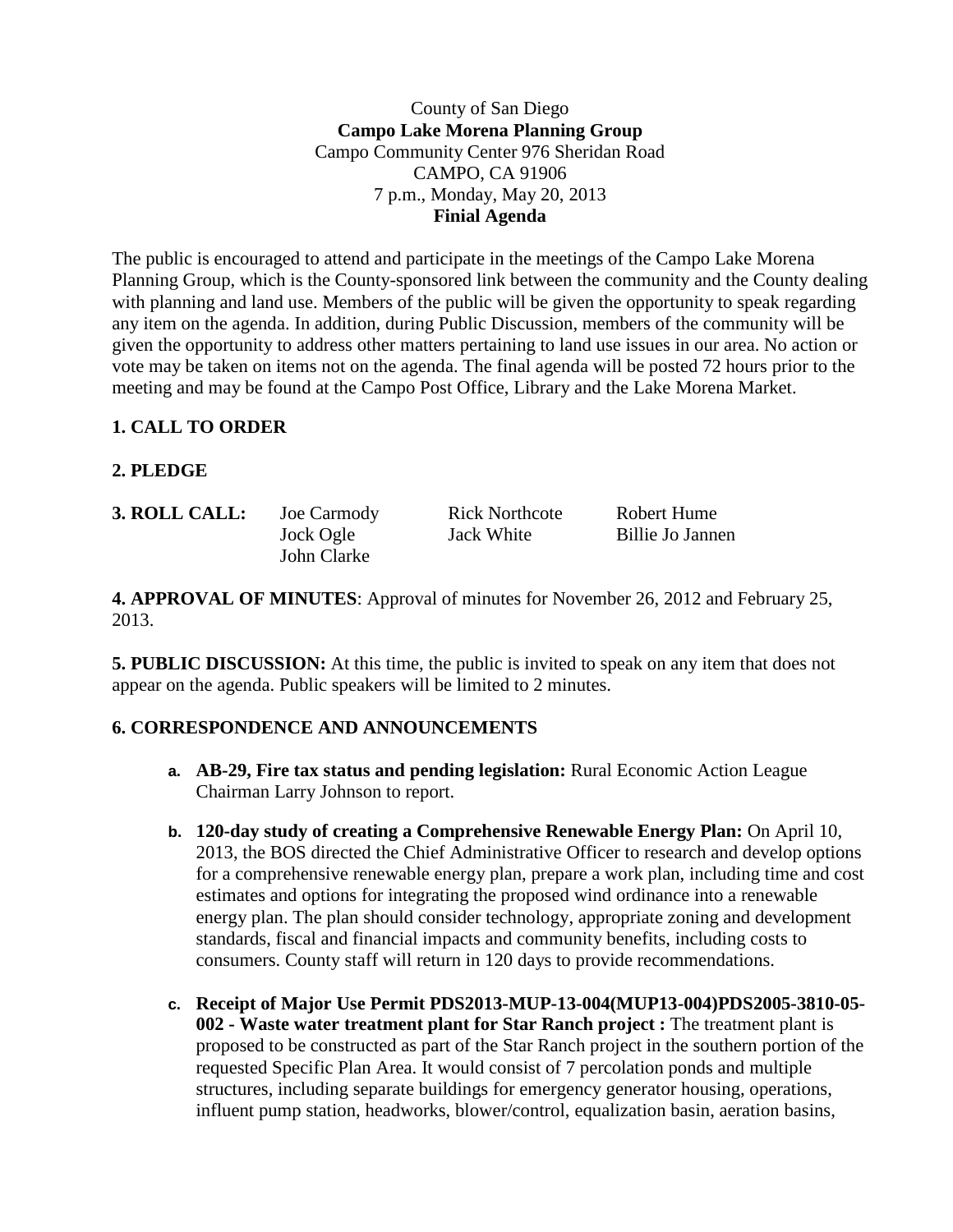County of San Diego

**Campo Lake Morena Planning Group**

Campo Community Center 976 Sheridan Road

CAMPO, CA 91906

7 p.m., Monday, May 20, 2013

**Finial Agenda**

The public is encouraged to attend and participate in the meetings of the Campo Lake Morena Planning Group, which is the County-sponsored link between the community and the County dealing with planning and land use. Members of the public will be given the opportunity to speak regarding any item on the agenda. In addition, during Public Discussion, members of the community will be given the opportunity to address other matters pertaining to land use issues in our area. No action or vote may be taken on items not on the agenda. The final agenda will be posted 72 hours prior to the meeting and may be found at the Campo Post Office, Library and the Lake Morena Market.

**1. CALL TO ORDER**

**2. PLEDGE**

**3. ROLL CALL:** Joe Carmody, Rick Northcote, Robert Hume, Jock Ogle, Jack White, Billie Jo Jannen, John Clarke

**4. APPROVAL OF MINUTES**: Approval of minutes for November 26, 2012 and February 25, 2013.

**5. PUBLIC DISCUSSION:** At this time, the public is invited to speak on any item that does not appear on the agenda. Public speakers will be limited to 2 minutes.

**6. CORRESPONDENCE AND ANNOUNCEMENTS**

a. **AB-29, Fire tax status and pending legislation:** Rural Economic Action League Chairman Larry Johnson to report.

b. **120-day study of creating a Comprehensive Renewable Energy Plan:** On April 10, 2013, the BOS directed the Chief Administrative Officer to research and develop options for a comprehensive renewable energy plan, prepare a work plan, including time and cost estimates and options for integrating the proposed wind ordinance into a renewable energy plan. The plan should consider technology, appropriate zoning and development standards, fiscal and financial impacts and community benefits, including costs to consumers. County staff will return in 120 days to provide recommendations.

c. **Receipt of Major Use Permit PDS2013-MUP-13-004(MUP13-004)PDS2005-3810-05-002 - Waste water treatment plant for Star Ranch project :** The treatment plant is proposed to be constructed as part of the Star Ranch project in the southern portion of the requested Specific Plan Area. It would consist of 7 percolation ponds and multiple structures, including separate buildings for emergency generator housing, operations, influent pump station, headworks, blower/control, equalization basin, aeration basins,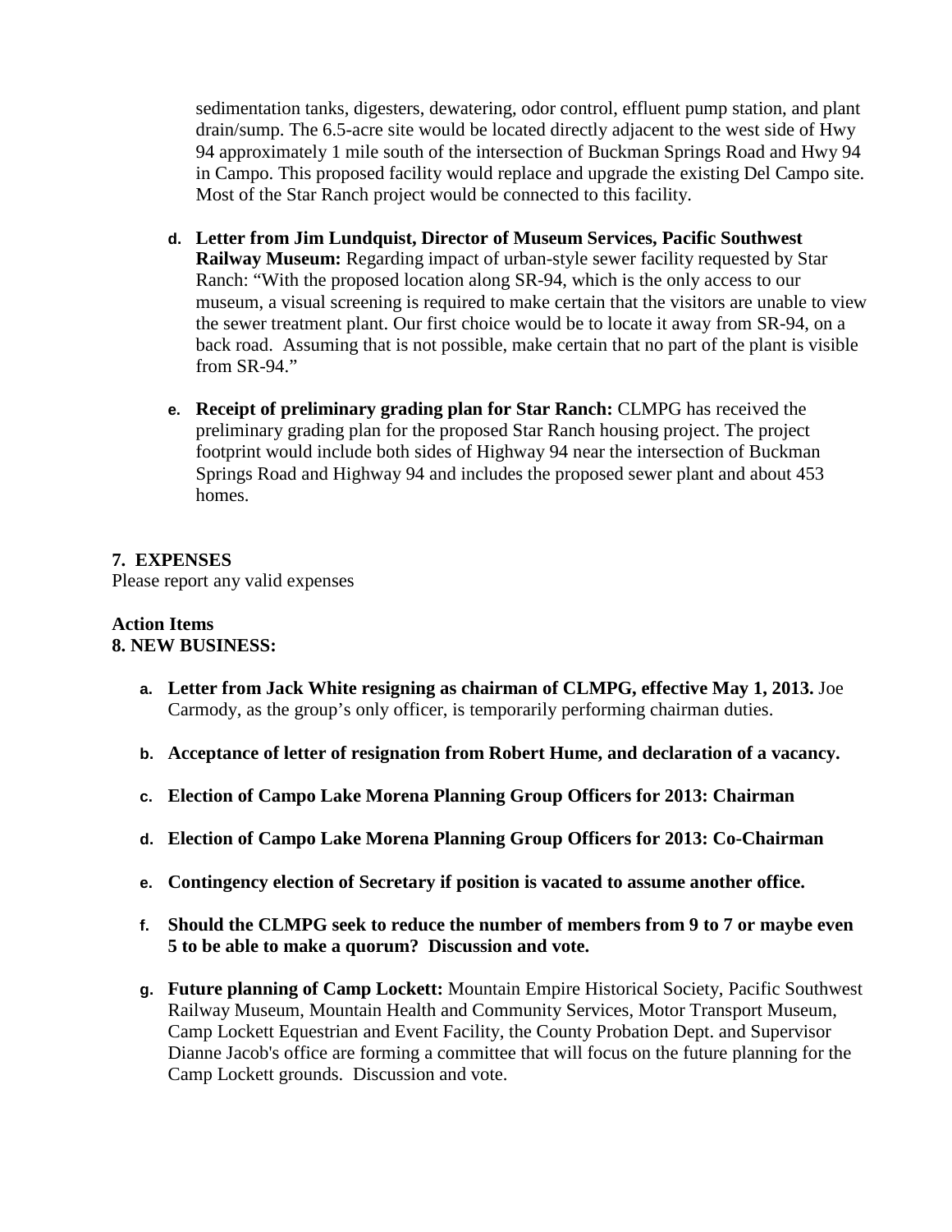sedimentation tanks, digesters, dewatering, odor control, effluent pump station, and plant drain/sump. The 6.5-acre site would be located directly adjacent to the west side of Hwy 94 approximately 1 mile south of the intersection of Buckman Springs Road and Hwy 94 in Campo. This proposed facility would replace and upgrade the existing Del Campo site. Most of the Star Ranch project would be connected to this facility.

d. **Letter from Jim Lundquist, Director of Museum Services, Pacific Southwest Railway Museum:** Regarding impact of urban-style sewer facility requested by Star Ranch: "With the proposed location along SR-94, which is the only access to our museum, a visual screening is required to make certain that the visitors are unable to view the sewer treatment plant. Our first choice would be to locate it away from SR-94, on a back road. Assuming that is not possible, make certain that no part of the plant is visible from SR-94."

e. **Receipt of preliminary grading plan for Star Ranch:** CLMPG has received the preliminary grading plan for the proposed Star Ranch housing project. The project footprint would include both sides of Highway 94 near the intersection of Buckman Springs Road and Highway 94 and includes the proposed sewer plant and about 453 homes.

**7. EXPENSES**

Please report any valid expenses

**Action Items**

**8. NEW BUSINESS:**

a. **Letter from Jack White resigning as chairman of CLMPG, effective May 1, 2013.** Joe Carmody, as the group's only officer, is temporarily performing chairman duties.

b. **Acceptance of letter of resignation from Robert Hume, and declaration of a vacancy.**

c. **Election of Campo Lake Morena Planning Group Officers for 2013: Chairman**

d. **Election of Campo Lake Morena Planning Group Officers for 2013: Co-Chairman**

e. **Contingency election of Secretary if position is vacated to assume another office.**

f. **Should the CLMPG seek to reduce the number of members from 9 to 7 or maybe even 5 to be able to make a quorum? Discussion and vote.**

g. **Future planning of Camp Lockett:** Mountain Empire Historical Society, Pacific Southwest Railway Museum, Mountain Health and Community Services, Motor Transport Museum, Camp Lockett Equestrian and Event Facility, the County Probation Dept. and Supervisor Dianne Jacob's office are forming a committee that will focus on the future planning for the Camp Lockett grounds. Discussion and vote.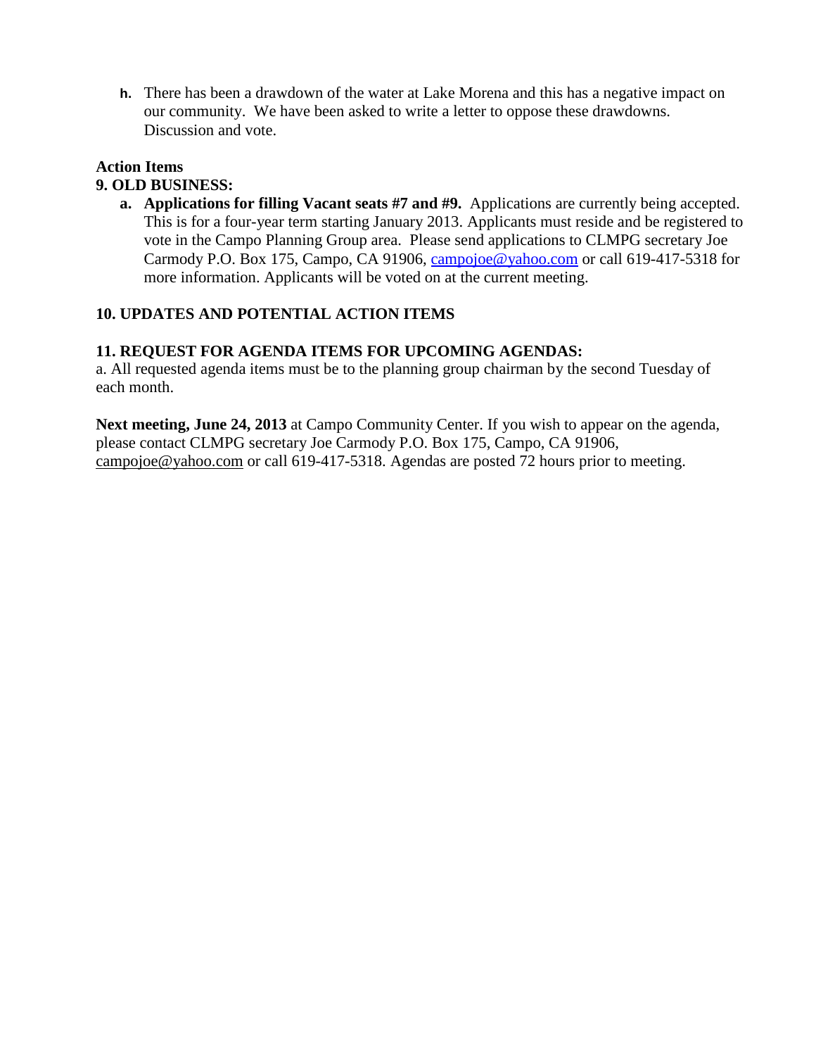h. There has been a drawdown of the water at Lake Morena and this has a negative impact on our community. We have been asked to write a letter to oppose these drawdowns. Discussion and vote.

**Action Items**

**9. OLD BUSINESS:**

a. **Applications for filling Vacant seats #7 and #9.** Applications are currently being accepted. This is for a four-year term starting January 2013. Applicants must reside and be registered to vote in the Campo Planning Group area. Please send applications to CLMPG secretary Joe Carmody P.O. Box 175, Campo, CA 91906, campojoe@yahoo.com or call 619-417-5318 for more information. Applicants will be voted on at the current meeting.

**10. UPDATES AND POTENTIAL ACTION ITEMS**

**11. REQUEST FOR AGENDA ITEMS FOR UPCOMING AGENDAS:**

a. All requested agenda items must be to the planning group chairman by the second Tuesday of each month.

**Next meeting, June 24, 2013** at Campo Community Center. If you wish to appear on the agenda, please contact CLMPG secretary Joe Carmody P.O. Box 175, Campo, CA 91906, campojoe@yahoo.com or call 619-417-5318. Agendas are posted 72 hours prior to meeting.